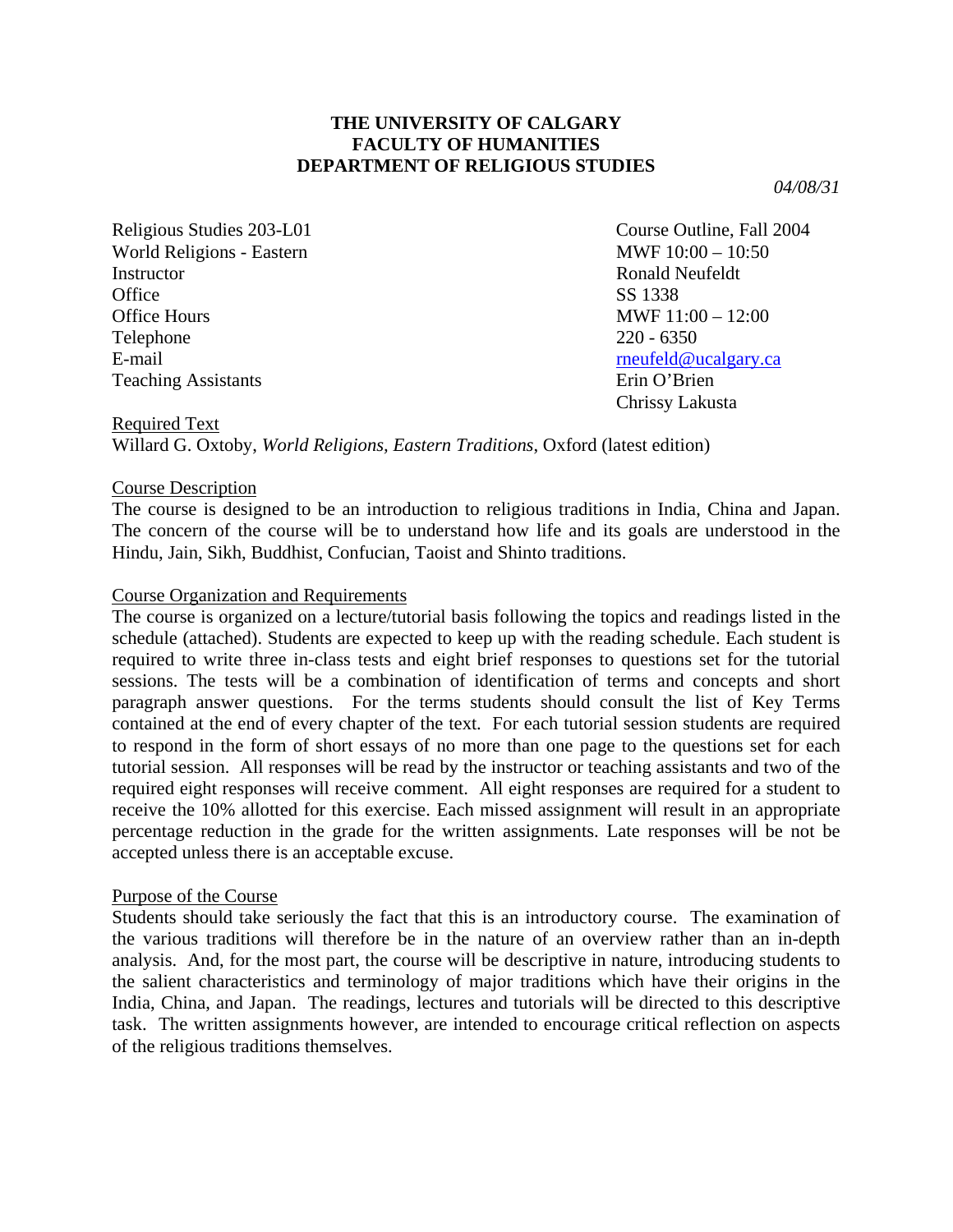**THE UNIVERSITY OF CALGARY**
**FACULTY OF HUMANITIES**
**DEPARTMENT OF RELIGIOUS STUDIES**

*04/08/31*

| | |
|---|---|
| Religious Studies 203-L01 | Course Outline, Fall 2004 |
| World Religions - Eastern | MWF 10:00 – 10:50 |
| Instructor | Ronald Neufeldt |
| Office | SS 1338 |
| Office Hours | MWF 11:00 – 12:00 |
| Telephone | 220 - 6350 |
| E-mail | rneufeld@ucalgary.ca |
| Teaching Assistants | Erin O'Brien |
| | Chrissy Lakusta |

Required Text

Willard G. Oxtoby, *World Religions, Eastern Traditions*, Oxford (latest edition)

Course Description

The course is designed to be an introduction to religious traditions in India, China and Japan. The concern of the course will be to understand how life and its goals are understood in the Hindu, Jain, Sikh, Buddhist, Confucian, Taoist and Shinto traditions.

Course Organization and Requirements

The course is organized on a lecture/tutorial basis following the topics and readings listed in the schedule (attached). Students are expected to keep up with the reading schedule. Each student is required to write three in-class tests and eight brief responses to questions set for the tutorial sessions. The tests will be a combination of identification of terms and concepts and short paragraph answer questions. For the terms students should consult the list of Key Terms contained at the end of every chapter of the text. For each tutorial session students are required to respond in the form of short essays of no more than one page to the questions set for each tutorial session. All responses will be read by the instructor or teaching assistants and two of the required eight responses will receive comment. All eight responses are required for a student to receive the 10% allotted for this exercise. Each missed assignment will result in an appropriate percentage reduction in the grade for the written assignments. Late responses will be not be accepted unless there is an acceptable excuse.

Purpose of the Course

Students should take seriously the fact that this is an introductory course. The examination of the various traditions will therefore be in the nature of an overview rather than an in-depth analysis. And, for the most part, the course will be descriptive in nature, introducing students to the salient characteristics and terminology of major traditions which have their origins in the India, China, and Japan. The readings, lectures and tutorials will be directed to this descriptive task. The written assignments however, are intended to encourage critical reflection on aspects of the religious traditions themselves.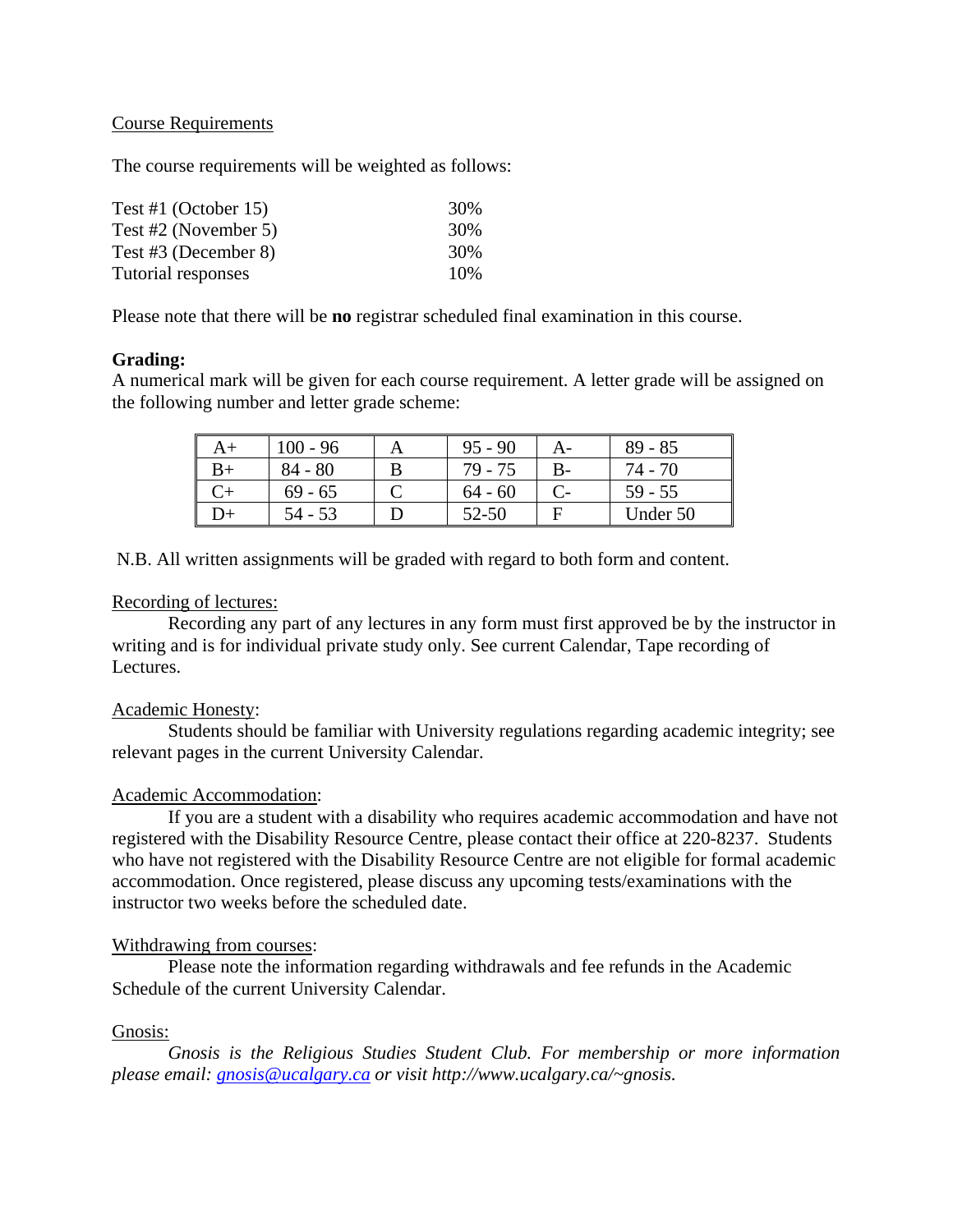Course Requirements

The course requirements will be weighted as follows:

| | |
|---|---|
| Test #1 (October 15) | 30% |
| Test #2 (November 5) | 30% |
| Test #3 (December 8) | 30% |
| Tutorial responses | 10% |

Please note that there will be **no** registrar scheduled final examination in this course.

**Grading:**
A numerical mark will be given for each course requirement. A letter grade will be assigned on the following number and letter grade scheme:

| | | | | | |
|---|---|---|---|---|---|
| A+ | 100 - 96 | A | 95 - 90 | A- | 89 - 85 |
| B+ | 84 - 80 | B | 79 - 75 | B- | 74 - 70 |
| C+ | 69 - 65 | C | 64 - 60 | C- | 59 - 55 |
| D+ | 54 - 53 | D | 52-50 | F | Under 50 |

N.B. All written assignments will be graded with regard to both form and content.

Recording of lectures:

Recording any part of any lectures in any form must first approved be by the instructor in writing and is for individual private study only. See current Calendar, Tape recording of Lectures.

Academic Honesty:

Students should be familiar with University regulations regarding academic integrity; see relevant pages in the current University Calendar.

Academic Accommodation:

If you are a student with a disability who requires academic accommodation and have not registered with the Disability Resource Centre, please contact their office at 220-8237. Students who have not registered with the Disability Resource Centre are not eligible for formal academic accommodation. Once registered, please discuss any upcoming tests/examinations with the instructor two weeks before the scheduled date.

Withdrawing from courses:

Please note the information regarding withdrawals and fee refunds in the Academic Schedule of the current University Calendar.

Gnosis:

*Gnosis is the Religious Studies Student Club. For membership or more information please email: gnosis@ucalgary.ca or visit http://www.ucalgary.ca/~gnosis.*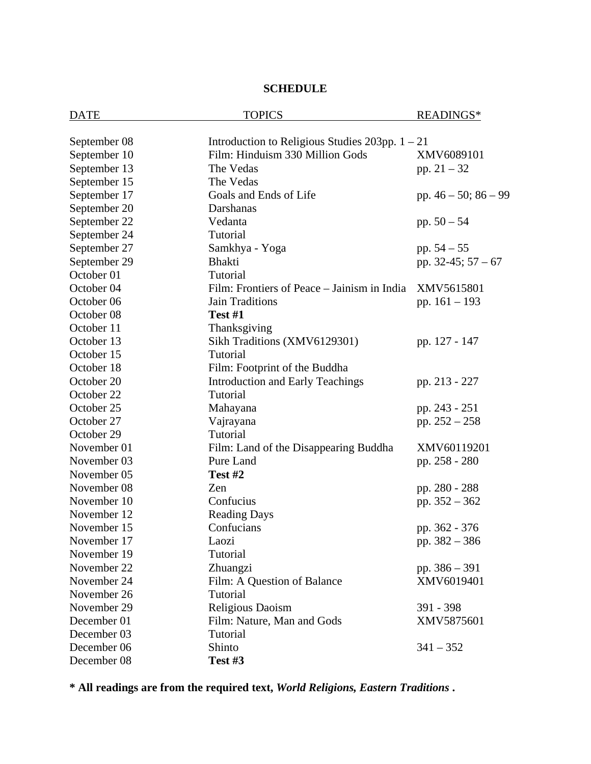**SCHEDULE**

| DATE | TOPICS | READINGS* |
|---|---|---|
| September 08 | Introduction to Religious Studies 203 | pp. 1 – 21 |
| September 10 | Film: Hinduism 330 Million Gods | XMV6089101 |
| September 13 | The Vedas | pp. 21 – 32 |
| September 15 | The Vedas | |
| September 17 | Goals and Ends of Life | pp. 46 – 50; 86 – 99 |
| September 20 | Darshanas | |
| September 22 | Vedanta | pp. 50 – 54 |
| September 24 | Tutorial | |
| September 27 | Samkhya - Yoga | pp. 54 – 55 |
| September 29 | Bhakti | pp. 32-45; 57 – 67 |
| October 01 | Tutorial | |
| October 04 | Film: Frontiers of Peace – Jainism in India | XMV5615801 |
| October 06 | Jain Traditions | pp. 161 – 193 |
| October 08 | **Test #1** | |
| October 11 | Thanksgiving | |
| October 13 | Sikh Traditions (XMV6129301) | pp. 127 - 147 |
| October 15 | Tutorial | |
| October 18 | Film: Footprint of the Buddha | |
| October 20 | Introduction and Early Teachings | pp. 213 - 227 |
| October 22 | Tutorial | |
| October 25 | Mahayana | pp. 243 - 251 |
| October 27 | Vajrayana | pp. 252 – 258 |
| October 29 | Tutorial | |
| November 01 | Film: Land of the Disappearing Buddha | XMV60119201 |
| November 03 | Pure Land | pp. 258 - 280 |
| November 05 | **Test #2** | |
| November 08 | Zen | pp. 280 - 288 |
| November 10 | Confucius | pp. 352 – 362 |
| November 12 | Reading Days | |
| November 15 | Confucians | pp. 362 - 376 |
| November 17 | Laozi | pp. 382 – 386 |
| November 19 | Tutorial | |
| November 22 | Zhuangzi | pp. 386 – 391 |
| November 24 | Film: A Question of Balance | XMV6019401 |
| November 26 | Tutorial | |
| November 29 | Religious Daoism | 391 - 398 |
| December 01 | Film: Nature, Man and Gods | XMV5875601 |
| December 03 | Tutorial | |
| December 06 | Shinto | 341 – 352 |
| December 08 | **Test #3** | |

**\* All readings are from the required text, *World Religions, Eastern Traditions* .**